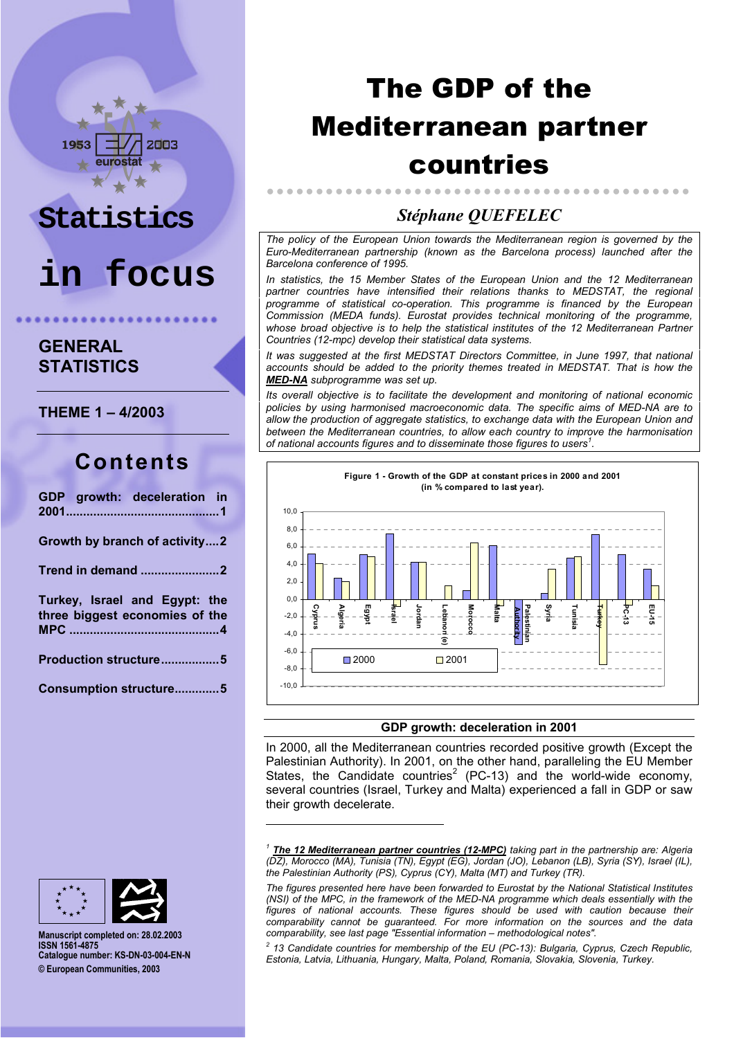Statistics in focus

GENERAL STATISTICS

THEME 1 – 4/2003

## Contents

GDP growth: deceleration in 2001 .....1

Growth by branch of activity....2

Trend in demand .....2

Turkey, Israel and Egypt: the three biggest economies of the MPC .....4

Production structure.....5

Consumption structure.....5

Manuscript completed on: 28.02.2003
ISSN 1561-4875
Catalogue number: KS-DN-03-004-EN-N
© European Communities, 2003

# The GDP of the Mediterranean partner countries

*Stéphane QUEFELEC*

*The policy of the European Union towards the Mediterranean region is governed by the Euro-Mediterranean partnership (known as the Barcelona process) launched after the Barcelona conference of 1995.*

*In statistics, the 15 Member States of the European Union and the 12 Mediterranean partner countries have intensified their relations thanks to MEDSTAT, the regional programme of statistical co-operation. This programme is financed by the European Commission (MEDA funds). Eurostat provides technical monitoring of the programme, whose broad objective is to help the statistical institutes of the 12 Mediterranean Partner Countries (12-mpc) develop their statistical data systems.*

*It was suggested at the first MEDSTAT Directors Committee, in June 1997, that national accounts should be added to the priority themes treated in MEDSTAT. That is how the **MED-NA** subprogramme was set up.*

*Its overall objective is to facilitate the development and monitoring of national economic policies by using harmonised macroeconomic data. The specific aims of MED-NA are to allow the production of aggregate statistics, to exchange data with the European Union and between the Mediterranean countries, to allow each country to improve the harmonisation of national accounts figures and to disseminate those figures to users[1].*

**Figure 1 - Growth of the GDP at constant prices in 2000 and 2001 (in % compared to last year).**

(Bar chart: 2000 and 2001 GDP growth for Cyprus, Algeria, Egypt, Israel, Jordan, Lebanon (e), Morocco, Malta, Palestinian Authority, Syria, Tunisia, Turkey, PC-13, EU-15; y-axis from -10,0 to 10,0)

## GDP growth: deceleration in 2001

In 2000, all the Mediterranean countries recorded positive growth (Except the Palestinian Authority). In 2001, on the other hand, paralleling the EU Member States, the Candidate countries[2] (PC-13) and the world-wide economy, several countries (Israel, Turkey and Malta) experienced a fall in GDP or saw their growth decelerate.

---

[1] ***The 12 Mediterranean partner countries (12-MPC)*** *taking part in the partnership are: Algeria (DZ), Morocco (MA), Tunisia (TN), Egypt (EG), Jordan (JO), Lebanon (LB), Syria (SY), Israel (IL), the Palestinian Authority (PS), Cyprus (CY), Malta (MT) and Turkey (TR).*

*The figures presented here have been forwarded to Eurostat by the National Statistical Institutes (NSI) of the MPC, in the framework of the MED-NA programme which deals essentially with the figures of national accounts. These figures should be used with caution because their comparability cannot be guaranteed. For more information on the sources and the data comparability, see last page "Essential information – methodological notes".*

[2] *13 Candidate countries for membership of the EU (PC-13): Bulgaria, Cyprus, Czech Republic, Estonia, Latvia, Lithuania, Hungary, Malta, Poland, Romania, Slovakia, Slovenia, Turkey.*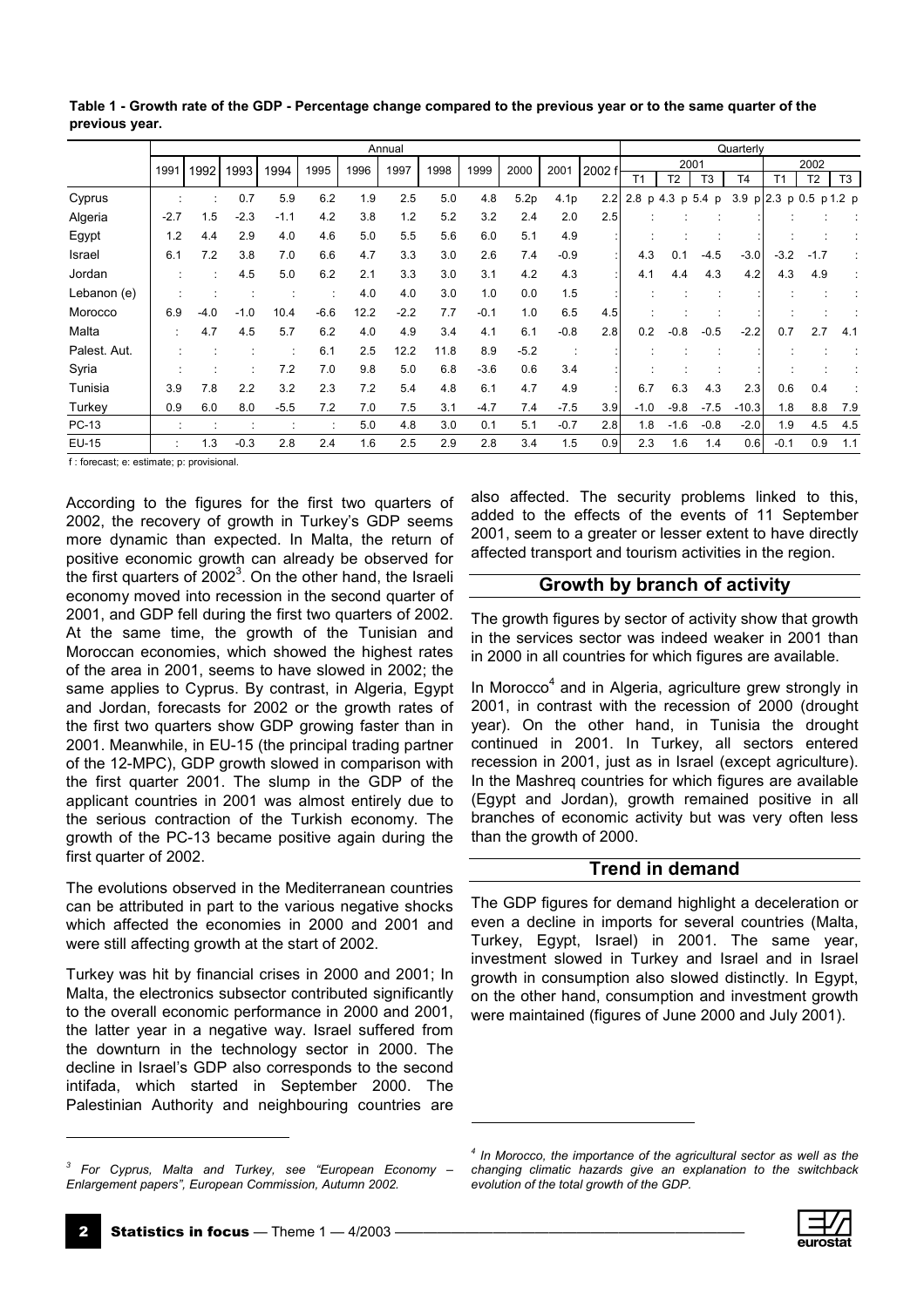**Table 1 - Growth rate of the GDP - Percentage change compared to the previous year or to the same quarter of the previous year.**

| | Annual | | | | | | | | | | | | Quarterly | | | | | | |
|---|---|---|---|---|---|---|---|---|---|---|---|---|---|---|---|---|---|---|---|
| | 1991 | 1992 | 1993 | 1994 | 1995 | 1996 | 1997 | 1998 | 1999 | 2000 | 2001 | 2002 f | 2001 | | | | 2002 | | |
| | | | | | | | | | | | | | T1 | T2 | T3 | T4 | T1 | T2 | T3 |
| Cyprus | : | : | 0.7 | 5.9 | 6.2 | 1.9 | 2.5 | 5.0 | 4.8 | 5.2p | 4.1p | 2.2 | 2.8 p | 4.3 p | 5.4 p | 3.9 p | 2.3 p | 0.5 p | 1.2 p |
| Algeria | -2.7 | 1.5 | -2.3 | -1.1 | 4.2 | 3.8 | 1.2 | 5.2 | 3.2 | 2.4 | 2.0 | 2.5 | : | : | : | : | : | : | : |
| Egypt | 1.2 | 4.4 | 2.9 | 4.0 | 4.6 | 5.0 | 5.5 | 5.6 | 6.0 | 5.1 | 4.9 | : | : | : | : | : | : | : | : |
| Israel | 6.1 | 7.2 | 3.8 | 7.0 | 6.6 | 4.7 | 3.3 | 3.0 | 2.6 | 7.4 | -0.9 | : | 4.3 | 0.1 | -4.5 | -3.0 | -3.2 | -1.7 | : |
| Jordan | : | : | 4.5 | 5.0 | 6.2 | 2.1 | 3.3 | 3.0 | 3.1 | 4.2 | 4.3 | : | 4.1 | 4.4 | 4.3 | 4.2 | 4.3 | 4.9 | : |
| Lebanon (e) | : | : | : | : | : | 4.0 | 4.0 | 3.0 | 1.0 | 0.0 | 1.5 | : | : | : | : | : | : | : | : |
| Morocco | 6.9 | -4.0 | -1.0 | 10.4 | -6.6 | 12.2 | -2.2 | 7.7 | -0.1 | 1.0 | 6.5 | 4.5 | : | : | : | : | : | : | : |
| Malta | : | 4.7 | 4.5 | 5.7 | 6.2 | 4.0 | 4.9 | 3.4 | 4.1 | 6.1 | -0.8 | 2.8 | 0.2 | -0.8 | -0.5 | -2.2 | 0.7 | 2.7 | 4.1 |
| Palest. Aut. | : | : | : | : | 6.1 | 2.5 | 12.2 | 11.8 | 8.9 | -5.2 | : | : | : | : | : | : | : | : | : |
| Syria | : | : | : | 7.2 | 7.0 | 9.8 | 5.0 | 6.8 | -3.6 | 0.6 | 3.4 | : | : | : | : | : | : | : | : |
| Tunisia | 3.9 | 7.8 | 2.2 | 3.2 | 2.3 | 7.2 | 5.4 | 4.8 | 6.1 | 4.7 | 4.9 | : | 6.7 | 6.3 | 4.3 | 2.3 | 0.6 | 0.4 | : |
| Turkey | 0.9 | 6.0 | 8.0 | -5.5 | 7.2 | 7.0 | 7.5 | 3.1 | -4.7 | 7.4 | -7.5 | 3.9 | -1.0 | -9.8 | -7.5 | -10.3 | 1.8 | 8.8 | 7.9 |
| PC-13 | : | : | : | : | : | 5.0 | 4.8 | 3.0 | 0.1 | 5.1 | -0.7 | 2.8 | 1.8 | -1.6 | -0.8 | -2.0 | 1.9 | 4.5 | 4.5 |
| EU-15 | : | 1.3 | -0.3 | 2.8 | 2.4 | 1.6 | 2.5 | 2.9 | 2.8 | 3.4 | 1.5 | 0.9 | 2.3 | 1.6 | 1.4 | 0.6 | -0.1 | 0.9 | 1.1 |

f : forecast; e: estimate; p: provisional.

According to the figures for the first two quarters of 2002, the recovery of growth in Turkey's GDP seems more dynamic than expected. In Malta, the return of positive economic growth can already be observed for the first quarters of 2002[3]. On the other hand, the Israeli economy moved into recession in the second quarter of 2001, and GDP fell during the first two quarters of 2002. At the same time, the growth of the Tunisian and Moroccan economies, which showed the highest rates of the area in 2001, seems to have slowed in 2002; the same applies to Cyprus. By contrast, in Algeria, Egypt and Jordan, forecasts for 2002 or the growth rates of the first two quarters show GDP growing faster than in 2001. Meanwhile, in EU-15 (the principal trading partner of the 12-MPC), GDP growth slowed in comparison with the first quarter 2001. The slump in the GDP of the applicant countries in 2001 was almost entirely due to the serious contraction of the Turkish economy. The growth of the PC-13 became positive again during the first quarter of 2002.

The evolutions observed in the Mediterranean countries can be attributed in part to the various negative shocks which affected the economies in 2000 and 2001 and were still affecting growth at the start of 2002.

Turkey was hit by financial crises in 2000 and 2001; In Malta, the electronics subsector contributed significantly to the overall economic performance in 2000 and 2001, the latter year in a negative way. Israel suffered from the downturn in the technology sector in 2000. The decline in Israel's GDP also corresponds to the second intifada, which started in September 2000. The Palestinian Authority and neighbouring countries are also affected. The security problems linked to this, added to the effects of the events of 11 September 2001, seem to a greater or lesser extent to have directly affected transport and tourism activities in the region.

## Growth by branch of activity

The growth figures by sector of activity show that growth in the services sector was indeed weaker in 2001 than in 2000 in all countries for which figures are available.

In Morocco[4] and in Algeria, agriculture grew strongly in 2001, in contrast with the recession of 2000 (drought year). On the other hand, in Tunisia the drought continued in 2001. In Turkey, all sectors entered recession in 2001, just as in Israel (except agriculture). In the Mashreq countries for which figures are available (Egypt and Jordan), growth remained positive in all branches of economic activity but was very often less than the growth of 2000.

## Trend in demand

The GDP figures for demand highlight a deceleration or even a decline in imports for several countries (Malta, Turkey, Egypt, Israel) in 2001. The same year, investment slowed in Turkey and Israel and in Israel growth in consumption also slowed distinctly. In Egypt, on the other hand, consumption and investment growth were maintained (figures of June 2000 and July 2001).

---

*[3] For Cyprus, Malta and Turkey, see "European Economy – Enlargement papers", European Commission, Autumn 2002.*

*[4] In Morocco, the importance of the agricultural sector as well as the changing climatic hazards give an explanation to the switchback evolution of the total growth of the GDP.*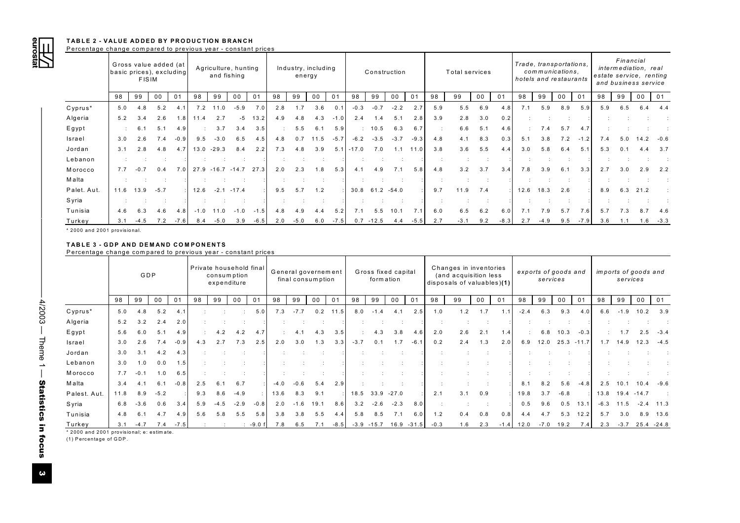#### TABLE 2 - VALUE ADDED BY PRODUCTION BRANCH

Percentage change compared to previous year - constant prices

| | Gross value added (at basic prices), excluding FISIM | | | | Agriculture, hunting and fishing | | | | Industry, including energy | | | | Construction | | | | Total services | | | | Trade, transportations, communications, hotels and restaurants | | | | Financial intermediation, real estate service, renting and business service | | | |
|---|---|---|---|---|---|---|---|---|---|---|---|---|---|---|---|---|---|---|---|---|---|---|---|---|---|---|---|---|
| | 98 | 99 | 00 | 01 | 98 | 99 | 00 | 01 | 98 | 99 | 00 | 01 | 98 | 99 | 00 | 01 | 98 | 99 | 00 | 01 | 98 | 99 | 00 | 01 | 98 | 99 | 00 | 01 |
| Cyprus* | 5.0 | 4.8 | 5.2 | 4.1 | 7.2 | 11.0 | -5.9 | 7.0 | 2.8 | 1.7 | 3.6 | 0.1 | -0.3 | -0.7 | -2.2 | 2.7 | 5.9 | 5.5 | 6.9 | 4.8 | 7.1 | 5.9 | 8.9 | 5.9 | 5.9 | 6.5 | 6.4 | 4.4 |
| Algeria | 5.2 | 3.4 | 2.6 | 1.8 | 11.4 | 2.7 | -5 | 13.2 | 4.9 | 4.8 | 4.3 | -1.0 | 2.4 | 1.4 | 5.1 | 2.8 | 3.9 | 2.8 | 3.0 | 0.2 | : | : | : | : | : | : | : | : |
| Egypt | : | 6.1 | 5.1 | 4.9 | : | 3.7 | 3.4 | 3.5 | : | 5.5 | 6.1 | 5.9 | : | 10.5 | 6.3 | 6.7 | : | 6.6 | 5.1 | 4.6 | : | 7.4 | 5.7 | 4.7 | : | : | : | : |
| Israel | 3.0 | 2.6 | 7.4 | -0.9 | 9.5 | -3.0 | 6.5 | 4.5 | 4.8 | 0.7 | 11.5 | -5.7 | -6.2 | -3.5 | -3.7 | -9.3 | 4.8 | 4.1 | 8.3 | 0.3 | 5.1 | 3.8 | 7.2 | -1.2 | 7.4 | 5.0 | 14.2 | -0.6 |
| Jordan | 3.1 | 2.8 | 4.8 | 4.7 | 13.0 | -29.3 | 8.4 | 2.2 | 7.3 | 4.8 | 3.9 | 5.1 | -17.0 | 7.0 | 1.1 | 11.0 | 3.8 | 3.6 | 5.5 | 4.4 | 3.0 | 5.8 | 6.4 | 5.1 | 5.3 | 0.1 | 4.4 | 3.7 |
| Lebanon | : | : | : | : | : | : | : | : | : | : | : | : | : | : | : | : | : | : | : | : | : | : | : | : | : | : | : | : |
| Morocco | 7.7 | -0.7 | 0.4 | 7.0 | 27.9 | -16.7 | -14.7 | 27.3 | 2.0 | 2.3 | 1.8 | 5.3 | 4.1 | 4.9 | 7.1 | 5.8 | 4.8 | 3.2 | 3.7 | 3.4 | 7.8 | 3.9 | 6.1 | 3.3 | 2.7 | 3.0 | 2.9 | 2.2 |
| Malta | : | : | : | : | : | : | : | : | : | : | : | : | : | : | : | : | : | : | : | : | : | : | : | : | : | : | : | : |
| Palet. Aut. | 11.6 | 13.9 | -5.7 | : | 12.6 | -2.1 | -17.4 | : | 9.5 | 5.7 | 1.2 | : | 30.8 | 61.2 | -54.0 | : | 9.7 | 11.9 | 7.4 | : | 12.6 | 18.3 | 2.6 | : | 8.9 | 6.3 | 21.2 | : |
| Syria | : | : | : | : | : | : | : | : | : | : | : | : | : | : | : | : | : | : | : | : | : | : | : | : | : | : | : | : |
| Tunisia | 4.6 | 6.3 | 4.6 | 4.8 | -1.0 | 11.0 | -1.0 | -1.5 | 4.8 | 4.9 | 4.4 | 5.2 | 7.1 | 5.5 | 10.1 | 7.1 | 6.0 | 6.5 | 6.2 | 6.0 | 7.1 | 7.9 | 5.7 | 7.6 | 5.7 | 7.3 | 8.7 | 4.6 |
| Turkey | 3.1 | -4.5 | 7.2 | -7.6 | 8.4 | -5.0 | 3.9 | -6.5 | 2.0 | -5.0 | 6.0 | -7.5 | 0.7 | -12.5 | 4.4 | -5.5 | 2.7 | -3.1 | 9.2 | -8.3 | 2.7 | -4.9 | 9.5 | -7.9 | 3.6 | 1.1 | 1.6 | -3.3 |

* 2000 and 2001 provisional.

#### TABLE 3 - GDP AND DEMAND COMPONENTS

Percentage change compared to previous year - constant prices

| | GDP | | | | Private household final consumption expenditure | | | | General governement final consumption | | | | Gross fixed capital formation | | | | Changes in inventories (and acquisition less disposals of valuables)(1) | | | | exports of goods and services | | | | imports of goods and services | | | |
|---|---|---|---|---|---|---|---|---|---|---|---|---|---|---|---|---|---|---|---|---|---|---|---|---|---|---|---|---|
| | 98 | 99 | 00 | 01 | 98 | 99 | 00 | 01 | 98 | 99 | 00 | 01 | 98 | 99 | 00 | 01 | 98 | 99 | 00 | 01 | 98 | 99 | 00 | 01 | 98 | 99 | 00 | 01 |
| Cyprus* | 5.0 | 4.8 | 5.2 | 4.1 | : | : | : | 5.0 | 7.3 | -7.7 | 0.2 | 11.5 | 8.0 | -1.4 | 4.1 | 2.5 | 1.0 | 1.2 | 1.7 | 1.1 | -2.4 | 6.3 | 9.3 | 4.0 | 6.6 | -1.9 | 10.2 | 3.9 |
| Algeria | 5.2 | 3.2 | 2.4 | 2.0 | : | : | : | : | : | : | : | : | : | : | : | : | : | : | : | : | : | : | : | : | : | : | : | : |
| Egypt | 5.6 | 6.0 | 5.1 | 4.9 | : | 4.2 | 4.2 | 4.7 | : | 4.1 | 4.3 | 3.5 | : | 4.3 | 3.8 | 4.6 | 2.0 | 2.6 | 2.1 | 1.4 | : | 6.8 | 10.3 | -0.3 | : | 1.7 | 2.5 | -3.4 |
| Israel | 3.0 | 2.6 | 7.4 | -0.9 | 4.3 | 2.7 | 7.3 | 2.5 | 2.0 | 3.0 | 1.3 | 3.3 | -3.7 | 0.1 | 1.7 | -6.1 | 0.2 | 2.4 | 1.3 | 2.0 | 6.9 | 12.0 | 25.3 | -11.7 | 1.7 | 14.9 | 12.3 | -4.5 |
| Jordan | 3.0 | 3.1 | 4.2 | 4.3 | : | : | : | : | : | : | : | : | : | : | : | : | : | : | : | : | : | : | : | : | : | : | : | : |
| Lebanon | 3.0 | 1.0 | 0.0 | 1.5 | : | : | : | : | : | : | : | : | : | : | : | : | : | : | : | : | : | : | : | : | : | : | : | : |
| Morocco | 7.7 | -0.1 | 1.0 | 6.5 | : | : | : | : | : | : | : | : | : | : | : | : | : | : | : | : | : | : | : | : | : | : | : | : |
| Malta | 3.4 | 4.1 | 6.1 | -0.8 | 2.5 | 6.1 | 6.7 | : | -4.0 | -0.6 | 5.4 | 2.9 | : | : | : | : | : | : | : | : | 8.1 | 8.2 | 5.6 | -4.8 | 2.5 | 10.1 | 10.4 | -9.6 |
| Palest. Aut. | 11.8 | 8.9 | -5.2 | : | 9.3 | 8.6 | -4.9 | : | 13.6 | 8.3 | 9.1 | : | 18.5 | 33.9 | -27.0 | : | 2.1 | 3.1 | 0.9 | : | 19.8 | 3.7 | -6.8 | : | 13.8 | 19.4 | -14.7 | : |
| Syria | 6.8 | -3.6 | 0.6 | 3.4 | 5.9 | -4.5 | -2.9 | -0.8 | 2.0 | -1.6 | 19.1 | 8.6 | 3.2 | -2.6 | -2.3 | 8.0 | : | : | : | : | 0.5 | 9.6 | 0.5 | 13.1 | -6.3 | 11.5 | -2.4 | 11.3 |
| Tunisia | 4.8 | 6.1 | 4.7 | 4.9 | 5.6 | 5.8 | 5.5 | 5.8 | 3.8 | 3.8 | 5.5 | 4.4 | 5.8 | 8.5 | 7.1 | 6.0 | 1.2 | 0.4 | 0.8 | 0.8 | 4.4 | 4.7 | 5.3 | 12.2 | 5.7 | 3.0 | 8.9 | 13.6 |
| Turkey | 3.1 | -4.7 | 7.4 | -7.5 | : | : | : | -9.0 f | 7.8 | 6.5 | 7.1 | -8.5 | -3.9 | -15.7 | 16.9 | -31.5 | -0.3 | 1.6 | 2.3 | -1.4 | 12.0 | -7.0 | 19.2 | 7.4 | 2.3 | -3.7 | 25.4 | -24.8 |

* 2000 and 2001 provisional; e: estimate.

(1) Percentage of GDP.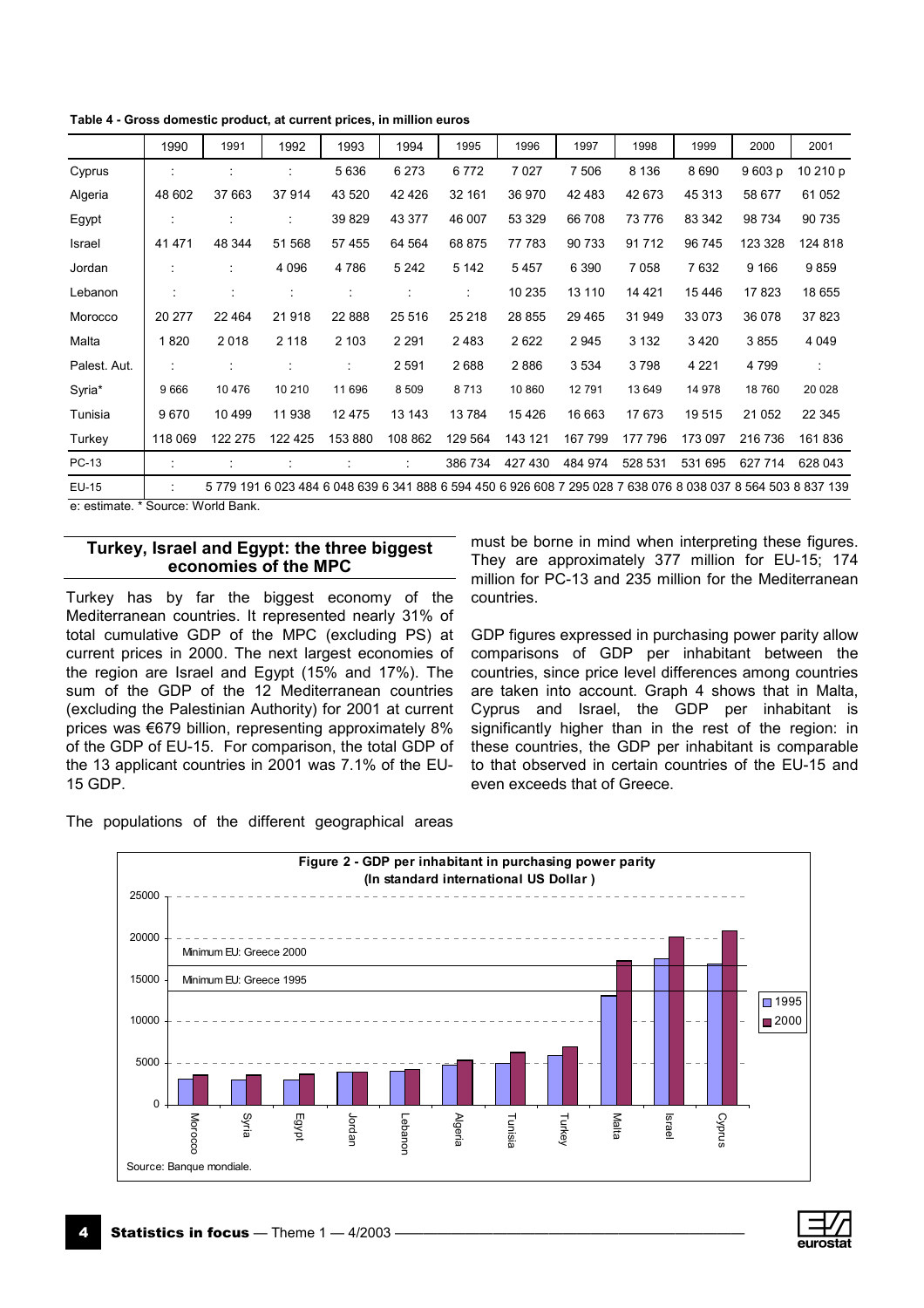**Table 4 - Gross domestic product, at current prices, in million euros**

| | 1990 | 1991 | 1992 | 1993 | 1994 | 1995 | 1996 | 1997 | 1998 | 1999 | 2000 | 2001 |
|---|---|---|---|---|---|---|---|---|---|---|---|---|
| Cyprus | : | : | : | 5 636 | 6 273 | 6 772 | 7 027 | 7 506 | 8 136 | 8 690 | 9 603 p | 10 210 p |
| Algeria | 48 602 | 37 663 | 37 914 | 43 520 | 42 426 | 32 161 | 36 970 | 42 483 | 42 673 | 45 313 | 58 677 | 61 052 |
| Egypt | : | : | : | 39 829 | 43 377 | 46 007 | 53 329 | 66 708 | 73 776 | 83 342 | 98 734 | 90 735 |
| Israel | 41 471 | 48 344 | 51 568 | 57 455 | 64 564 | 68 875 | 77 783 | 90 733 | 91 712 | 96 745 | 123 328 | 124 818 |
| Jordan | : | : | 4 096 | 4 786 | 5 242 | 5 142 | 5 457 | 6 390 | 7 058 | 7 632 | 9 166 | 9 859 |
| Lebanon | : | : | : | : | : | : | 10 235 | 13 110 | 14 421 | 15 446 | 17 823 | 18 655 |
| Morocco | 20 277 | 22 464 | 21 918 | 22 888 | 25 516 | 25 218 | 28 855 | 29 465 | 31 949 | 33 073 | 36 078 | 37 823 |
| Malta | 1 820 | 2 018 | 2 118 | 2 103 | 2 291 | 2 483 | 2 622 | 2 945 | 3 132 | 3 420 | 3 855 | 4 049 |
| Palest. Aut. | : | : | : | : | 2 591 | 2 688 | 2 886 | 3 534 | 3 798 | 4 221 | 4 799 | : |
| Syria* | 9 666 | 10 476 | 10 210 | 11 696 | 8 509 | 8 713 | 10 860 | 12 791 | 13 649 | 14 978 | 18 760 | 20 028 |
| Tunisia | 9 670 | 10 499 | 11 938 | 12 475 | 13 143 | 13 784 | 15 426 | 16 663 | 17 673 | 19 515 | 21 052 | 22 345 |
| Turkey | 118 069 | 122 275 | 122 425 | 153 880 | 108 862 | 129 564 | 143 121 | 167 799 | 177 796 | 173 097 | 216 736 | 161 836 |
| PC-13 | : | : | : | : | : | 386 734 | 427 430 | 484 974 | 528 531 | 531 695 | 627 714 | 628 043 |
| EU-15 | : | 5 779 191 | 6 023 484 | 6 048 639 | 6 341 888 | 6 594 450 | 6 926 608 | 7 295 028 | 7 638 076 | 8 038 037 | 8 564 503 | 8 837 139 |

e: estimate. * Source: World Bank.

## Turkey, Israel and Egypt: the three biggest economies of the MPC

Turkey has by far the biggest economy of the Mediterranean countries. It represented nearly 31% of total cumulative GDP of the MPC (excluding PS) at current prices in 2000. The next largest economies of the region are Israel and Egypt (15% and 17%). The sum of the GDP of the 12 Mediterranean countries (excluding the Palestinian Authority) for 2001 at current prices was €679 billion, representing approximately 8% of the GDP of EU-15. For comparison, the total GDP of the 13 applicant countries in 2001 was 7.1% of the EU-15 GDP.

The populations of the different geographical areas must be borne in mind when interpreting these figures. They are approximately 377 million for EU-15; 174 million for PC-13 and 235 million for the Mediterranean countries.

GDP figures expressed in purchasing power parity allow comparisons of GDP per inhabitant between the countries, since price level differences among countries are taken into account. Graph 4 shows that in Malta, Cyprus and Israel, the GDP per inhabitant is significantly higher than in the rest of the region: in these countries, the GDP per inhabitant is comparable to that observed in certain countries of the EU-15 and even exceeds that of Greece.

**Figure 2 - GDP per inhabitant in purchasing power parity (In standard international US Dollar)**

Source: Banque mondiale.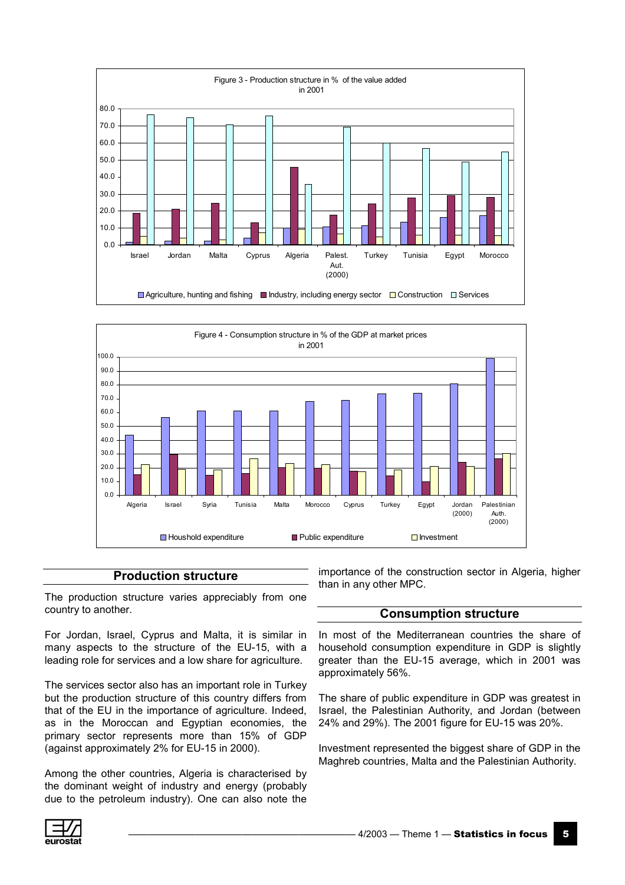Figure 3 - Production structure in % of the value added in 2001

Figure 4 - Consumption structure in % of the GDP at market prices in 2001

## Production structure

The production structure varies appreciably from one country to another.

For Jordan, Israel, Cyprus and Malta, it is similar in many aspects to the structure of the EU-15, with a leading role for services and a low share for agriculture.

The services sector also has an important role in Turkey but the production structure of this country differs from that of the EU in the importance of agriculture. Indeed, as in the Moroccan and Egyptian economies, the primary sector represents more than 15% of GDP (against approximately 2% for EU-15 in 2000).

Among the other countries, Algeria is characterised by the dominant weight of industry and energy (probably due to the petroleum industry). One can also note the importance of the construction sector in Algeria, higher than in any other MPC.

## Consumption structure

In most of the Mediterranean countries the share of household consumption expenditure in GDP is slightly greater than the EU-15 average, which in 2001 was approximately 56%.

The share of public expenditure in GDP was greatest in Israel, the Palestinian Authority, and Jordan (between 24% and 29%). The 2001 figure for EU-15 was 20%.

Investment represented the biggest share of GDP in the Maghreb countries, Malta and the Palestinian Authority.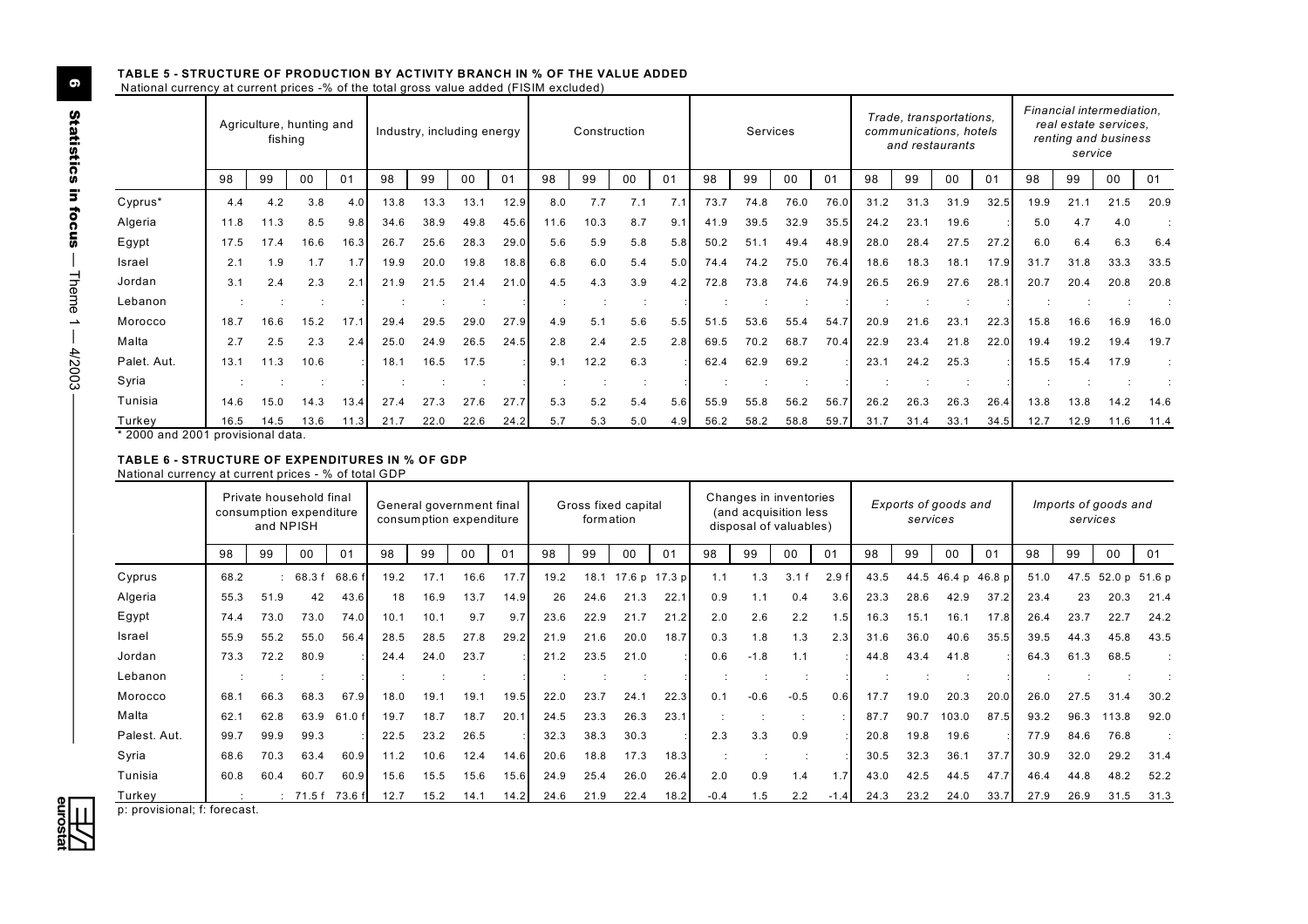#### TABLE 5 - STRUCTURE OF PRODUCTION BY ACTIVITY BRANCH IN % OF THE VALUE ADDED

National currency at current prices -% of the total gross value added (FISIM excluded)

| | Agriculture, hunting and fishing | | | | Industry, including energy | | | | Construction | | | | Services | | | | *Trade, transportations, communications, hotels and restaurants* | | | | *Financial intermediation, real estate services, renting and business service* | | | |
|---|---|---|---|---|---|---|---|---|---|---|---|---|---|---|---|---|---|---|---|---|---|---|---|---|
| | 98 | 99 | 00 | 01 | 98 | 99 | 00 | 01 | 98 | 99 | 00 | 01 | 98 | 99 | 00 | 01 | 98 | 99 | 00 | 01 | 98 | 99 | 00 | 01 |
| Cyprus* | 4.4 | 4.2 | 3.8 | 4.0 | 13.8 | 13.3 | 13.1 | 12.9 | 8.0 | 7.7 | 7.1 | 7.1 | 73.7 | 74.8 | 76.0 | 76.0 | 31.2 | 31.3 | 31.9 | 32.5 | 19.9 | 21.1 | 21.5 | 20.9 |
| Algeria | 11.8 | 11.3 | 8.5 | 9.8 | 34.6 | 38.9 | 49.8 | 45.6 | 11.6 | 10.3 | 8.7 | 9.1 | 41.9 | 39.5 | 32.9 | 35.5 | 24.2 | 23.1 | 19.6 | : | 5.0 | 4.7 | 4.0 | : |
| Egypt | 17.5 | 17.4 | 16.6 | 16.3 | 26.7 | 25.6 | 28.3 | 29.0 | 5.6 | 5.9 | 5.8 | 5.8 | 50.2 | 51.1 | 49.4 | 48.9 | 28.0 | 28.4 | 27.5 | 27.2 | 6.0 | 6.4 | 6.3 | 6.4 |
| Israel | 2.1 | 1.9 | 1.7 | 1.7 | 19.9 | 20.0 | 19.8 | 18.8 | 6.8 | 6.0 | 5.4 | 5.0 | 74.4 | 74.2 | 75.0 | 76.4 | 18.6 | 18.3 | 18.1 | 17.9 | 31.7 | 31.8 | 33.3 | 33.5 |
| Jordan | 3.1 | 2.4 | 2.3 | 2.1 | 21.9 | 21.5 | 21.4 | 21.0 | 4.5 | 4.3 | 3.9 | 4.2 | 72.8 | 73.8 | 74.6 | 74.9 | 26.5 | 26.9 | 27.6 | 28.1 | 20.7 | 20.4 | 20.8 | 20.8 |
| Lebanon | : | : | : | : | : | : | : | : | : | : | : | : | : | : | : | : | : | : | : | : | : | : | : | : |
| Morocco | 18.7 | 16.6 | 15.2 | 17.1 | 29.4 | 29.5 | 29.0 | 27.9 | 4.9 | 5.1 | 5.6 | 5.5 | 51.5 | 53.6 | 55.4 | 54.7 | 20.9 | 21.6 | 23.1 | 22.3 | 15.8 | 16.6 | 16.9 | 16.0 |
| Malta | 2.7 | 2.5 | 2.3 | 2.4 | 25.0 | 24.9 | 26.5 | 24.5 | 2.8 | 2.4 | 2.5 | 2.8 | 69.5 | 70.2 | 68.7 | 70.4 | 22.9 | 23.4 | 21.8 | 22.0 | 19.4 | 19.2 | 19.4 | 19.7 |
| Palet. Aut. | 13.1 | 11.3 | 10.6 | : | 18.1 | 16.5 | 17.5 | : | 9.1 | 12.2 | 6.3 | : | 62.4 | 62.9 | 69.2 | : | 23.1 | 24.2 | 25.3 | : | 15.5 | 15.4 | 17.9 | : |
| Syria | : | : | : | : | : | : | : | : | : | : | : | : | : | : | : | : | : | : | : | : | : | : | : | : |
| Tunisia | 14.6 | 15.0 | 14.3 | 13.4 | 27.4 | 27.3 | 27.6 | 27.7 | 5.3 | 5.2 | 5.4 | 5.6 | 55.9 | 55.8 | 56.2 | 56.7 | 26.2 | 26.3 | 26.3 | 26.4 | 13.8 | 13.8 | 14.2 | 14.6 |
| Turkey | 16.5 | 14.5 | 13.6 | 11.3 | 21.7 | 22.0 | 22.6 | 24.2 | 5.7 | 5.3 | 5.0 | 4.9 | 56.2 | 58.2 | 58.8 | 59.7 | 31.7 | 31.4 | 33.1 | 34.5 | 12.7 | 12.9 | 11.6 | 11.4 |

\* 2000 and 2001 provisional data.

#### TABLE 6 - STRUCTURE OF EXPENDITURES IN % OF GDP

National currency at current prices - % of total GDP

| | Private household final consumption expenditure and NPISH | | | | General government final consumption expenditure | | | | Gross fixed capital formation | | | | Changes in inventories (and acquisition less disposal of valuables) | | | | *Exports of goods and services* | | | | *Imports of goods and services* | | | |
|---|---|---|---|---|---|---|---|---|---|---|---|---|---|---|---|---|---|---|---|---|---|---|---|---|
| | 98 | 99 | 00 | 01 | 98 | 99 | 00 | 01 | 98 | 99 | 00 | 01 | 98 | 99 | 00 | 01 | 98 | 99 | 00 | 01 | 98 | 99 | 00 | 01 |
| Cyprus | 68.2 | : | 68.3 f | 68.6 f | 19.2 | 17.1 | 16.6 | 17.7 | 19.2 | 18.1 | 17.6 p | 17.3 p | 1.1 | 1.3 | 3.1 f | 2.9 f | 43.5 | 44.5 | 46.4 p | 46.8 p | 51.0 | 47.5 | 52.0 p | 51.6 p |
| Algeria | 55.3 | 51.9 | 42 | 43.6 | 18 | 16.9 | 13.7 | 14.9 | 26 | 24.6 | 21.3 | 22.1 | 0.9 | 1.1 | 0.4 | 3.6 | 23.3 | 28.6 | 42.9 | 37.2 | 23.4 | 23 | 20.3 | 21.4 |
| Egypt | 74.4 | 73.0 | 73.0 | 74.0 | 10.1 | 10.1 | 9.7 | 9.7 | 23.6 | 22.9 | 21.7 | 21.2 | 2.0 | 2.6 | 2.2 | 1.5 | 16.3 | 15.1 | 16.1 | 17.8 | 26.4 | 23.7 | 22.7 | 24.2 |
| Israel | 55.9 | 55.2 | 55.0 | 56.4 | 28.5 | 28.5 | 27.8 | 29.2 | 21.9 | 21.6 | 20.0 | 18.7 | 0.3 | 1.8 | 1.3 | 2.3 | 31.6 | 36.0 | 40.6 | 35.5 | 39.5 | 44.3 | 45.8 | 43.5 |
| Jordan | 73.3 | 72.2 | 80.9 | : | 24.4 | 24.0 | 23.7 | : | 21.2 | 23.5 | 21.0 | : | 0.6 | -1.8 | 1.1 | : | 44.8 | 43.4 | 41.8 | : | 64.3 | 61.3 | 68.5 | : |
| Lebanon | : | : | : | : | : | : | : | : | : | : | : | : | : | : | : | : | : | : | : | : | : | : | : | : |
| Morocco | 68.1 | 66.3 | 68.3 | 67.9 | 18.0 | 19.1 | 19.1 | 19.5 | 22.0 | 23.7 | 24.1 | 22.3 | 0.1 | -0.6 | -0.5 | 0.6 | 17.7 | 19.0 | 20.3 | 20.0 | 26.0 | 27.5 | 31.4 | 30.2 |
| Malta | 62.1 | 62.8 | 63.9 | 61.0 f | 19.7 | 18.7 | 18.7 | 20.1 | 24.5 | 23.3 | 26.3 | 23.1 | : | : | : | : | 87.7 | 90.7 | 103.0 | 87.5 | 93.2 | 96.3 | 113.8 | 92.0 |
| Palest. Aut. | 99.7 | 99.9 | 99.3 | : | 22.5 | 23.2 | 26.5 | : | 32.3 | 38.3 | 30.3 | : | 2.3 | 3.3 | 0.9 | : | 20.8 | 19.8 | 19.6 | : | 77.9 | 84.6 | 76.8 | : |
| Syria | 68.6 | 70.3 | 63.4 | 60.9 | 11.2 | 10.6 | 12.4 | 14.6 | 20.6 | 18.8 | 17.3 | 18.3 | : | : | : | : | 30.5 | 32.3 | 36.1 | 37.7 | 30.9 | 32.0 | 29.2 | 31.4 |
| Tunisia | 60.8 | 60.4 | 60.7 | 60.9 | 15.6 | 15.5 | 15.6 | 15.6 | 24.9 | 25.4 | 26.0 | 26.4 | 2.0 | 0.9 | 1.4 | 1.7 | 43.0 | 42.5 | 44.5 | 47.7 | 46.4 | 44.8 | 48.2 | 52.2 |
| Turkey | : | : | 71.5 f | 73.6 f | 12.7 | 15.2 | 14.1 | 14.2 | 24.6 | 21.9 | 22.4 | 18.2 | -0.4 | 1.5 | 2.2 | -1.4 | 24.3 | 23.2 | 24.0 | 33.7 | 27.9 | 26.9 | 31.5 | 31.3 |

p: provisional; f: forecast.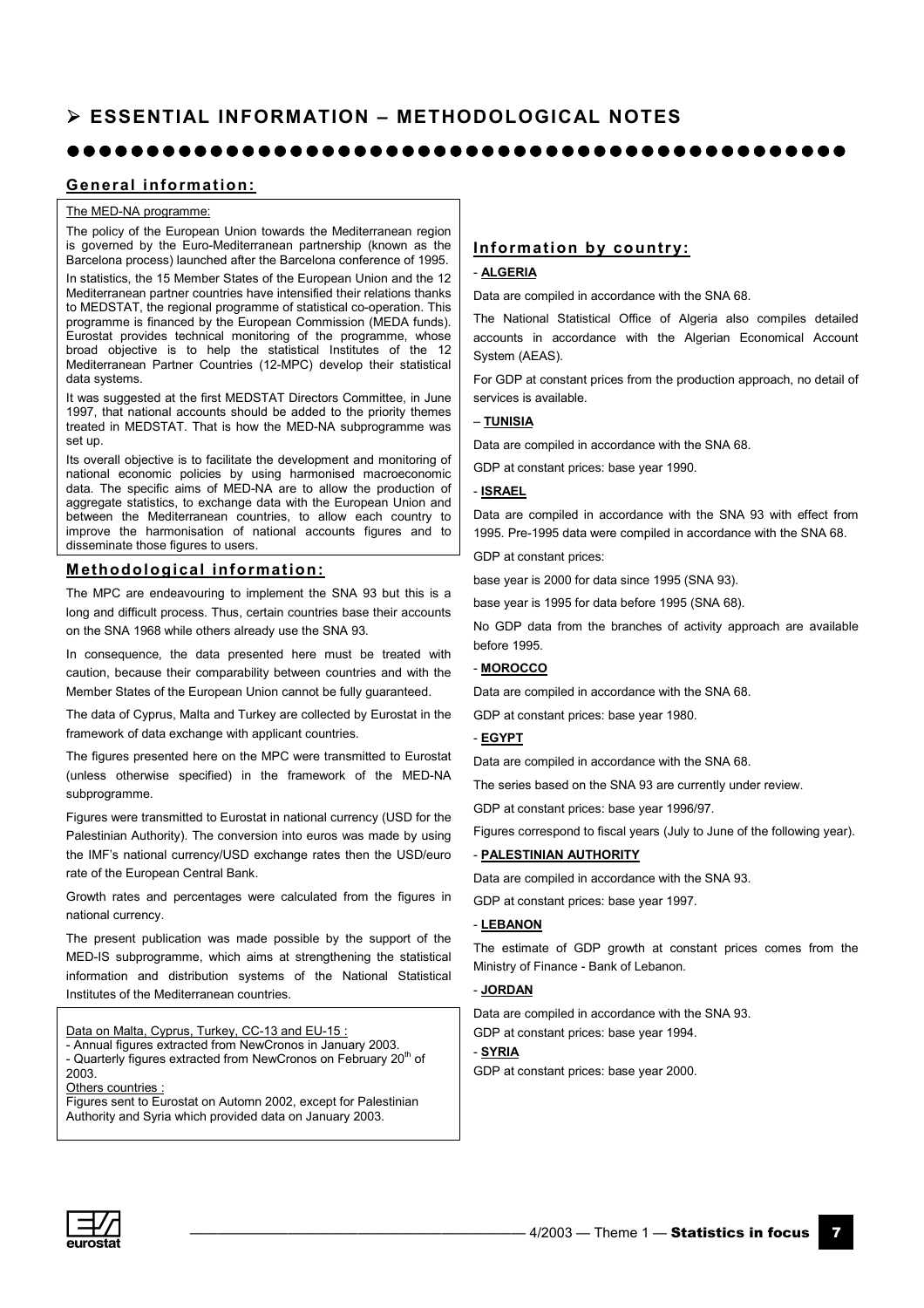# ESSENTIAL INFORMATION – METHODOLOGICAL NOTES

## General information:

The MED-NA programme:

The policy of the European Union towards the Mediterranean region is governed by the Euro-Mediterranean partnership (known as the Barcelona process) launched after the Barcelona conference of 1995.

In statistics, the 15 Member States of the European Union and the 12 Mediterranean partner countries have intensified their relations thanks to MEDSTAT, the regional programme of statistical co-operation. This programme is financed by the European Commission (MEDA funds). Eurostat provides technical monitoring of the programme, whose broad objective is to help the statistical Institutes of the 12 Mediterranean Partner Countries (12-MPC) develop their statistical data systems.

It was suggested at the first MEDSTAT Directors Committee, in June 1997, that national accounts should be added to the priority themes treated in MEDSTAT. That is how the MED-NA subprogramme was set up.

Its overall objective is to facilitate the development and monitoring of national economic policies by using harmonised macroeconomic data. The specific aims of MED-NA are to allow the production of aggregate statistics, to exchange data with the European Union and between the Mediterranean countries, to allow each country to improve the harmonisation of national accounts figures and to disseminate those figures to users.

## Methodological information:

The MPC are endeavouring to implement the SNA 93 but this is a long and difficult process. Thus, certain countries base their accounts on the SNA 1968 while others already use the SNA 93.

In consequence, the data presented here must be treated with caution, because their comparability between countries and with the Member States of the European Union cannot be fully guaranteed.

The data of Cyprus, Malta and Turkey are collected by Eurostat in the framework of data exchange with applicant countries.

The figures presented here on the MPC were transmitted to Eurostat (unless otherwise specified) in the framework of the MED-NA subprogramme.

Figures were transmitted to Eurostat in national currency (USD for the Palestinian Authority). The conversion into euros was made by using the IMF's national currency/USD exchange rates then the USD/euro rate of the European Central Bank.

Growth rates and percentages were calculated from the figures in national currency.

The present publication was made possible by the support of the MED-IS subprogramme, which aims at strengthening the statistical information and distribution systems of the National Statistical Institutes of the Mediterranean countries.

Data on Malta, Cyprus, Turkey, CC-13 and EU-15 :
- Annual figures extracted from NewCronos in January 2003.
- Quarterly figures extracted from NewCronos on February 20th of 2003.

Others countries :
Figures sent to Eurostat on Automn 2002, except for Palestinian Authority and Syria which provided data on January 2003.

## Information by country:

- **ALGERIA**

Data are compiled in accordance with the SNA 68.

The National Statistical Office of Algeria also compiles detailed accounts in accordance with the Algerian Economical Account System (AEAS).

For GDP at constant prices from the production approach, no detail of services is available.

– **TUNISIA**

Data are compiled in accordance with the SNA 68.

GDP at constant prices: base year 1990.

- **ISRAEL**

Data are compiled in accordance with the SNA 93 with effect from 1995. Pre-1995 data were compiled in accordance with the SNA 68.

GDP at constant prices:

base year is 2000 for data since 1995 (SNA 93).

base year is 1995 for data before 1995 (SNA 68).

No GDP data from the branches of activity approach are available before 1995.

- **MOROCCO**

Data are compiled in accordance with the SNA 68.

GDP at constant prices: base year 1980.

- **EGYPT**

Data are compiled in accordance with the SNA 68.

The series based on the SNA 93 are currently under review.

GDP at constant prices: base year 1996/97.

Figures correspond to fiscal years (July to June of the following year).

- **PALESTINIAN AUTHORITY**

Data are compiled in accordance with the SNA 93.

GDP at constant prices: base year 1997.

- **LEBANON**

The estimate of GDP growth at constant prices comes from the Ministry of Finance - Bank of Lebanon.

- **JORDAN**

Data are compiled in accordance with the SNA 93.

GDP at constant prices: base year 1994.

- **SYRIA**

GDP at constant prices: base year 2000.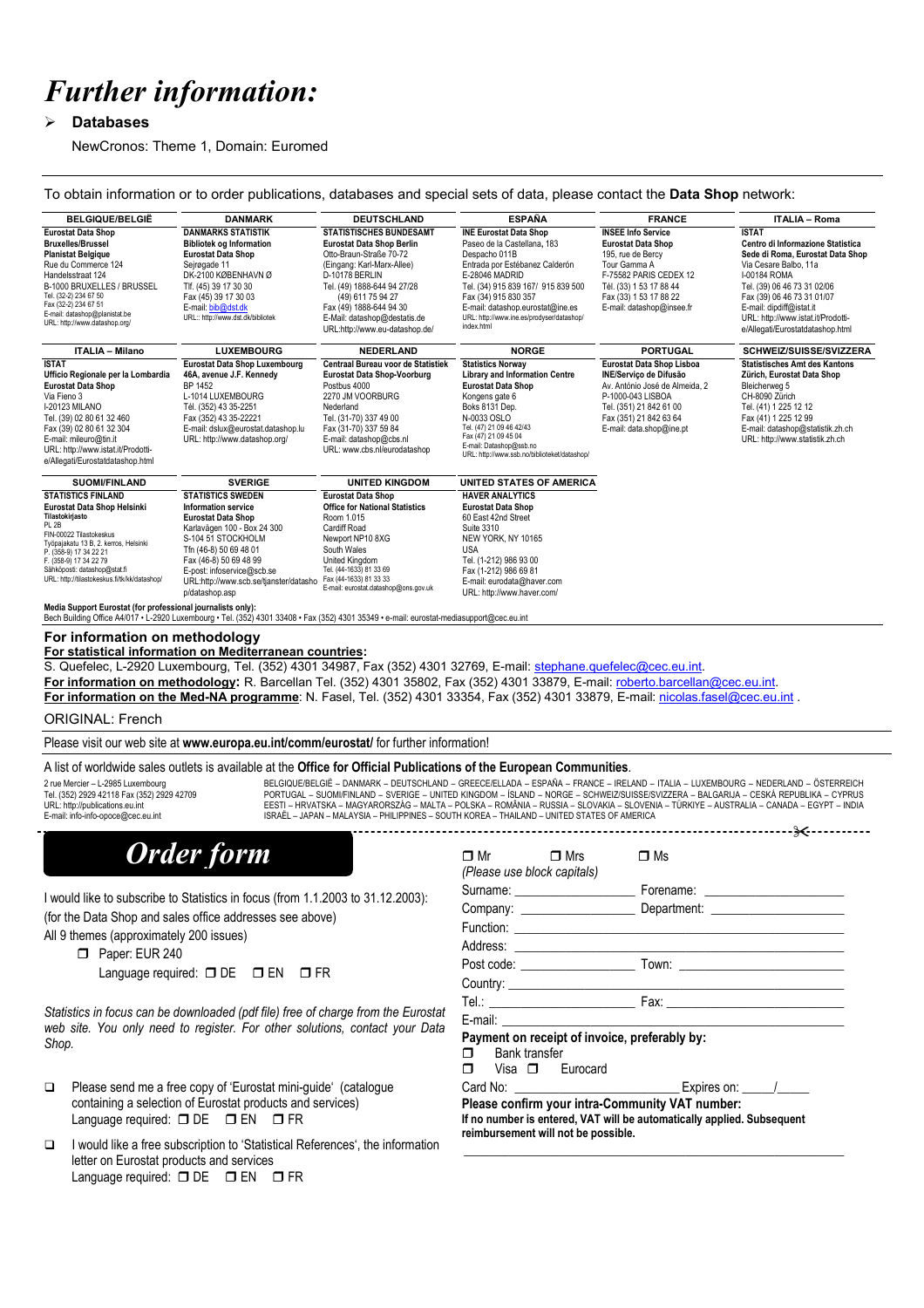# *Further information:*

- **Databases**

NewCronos: Theme 1, Domain: Euromed

To obtain information or to order publications, databases and special sets of data, please contact the **Data Shop** network:

| BELGIQUE/BELGIË | DANMARK | DEUTSCHLAND | ESPAÑA | FRANCE | ITALIA – Roma |
|---|---|---|---|---|---|
| **Eurostat Data Shop Bruxelles/Brussel Planistat Belgique** Rue du Commerce 124 Handelsstraat 124 B-1000 BRUXELLES / BRUSSEL Tel. (32-2) 234 67 50 Fax (32-2) 234 67 51 E-mail: datashop@planistat.be URL: http://www.datashop.org/ | **DANMARKS STATISTIK Bibliotek og Information Eurostat Data Shop** Sejrøgade 11 DK-2100 KØBENHAVN Ø Tlf. (45) 39 17 30 30 Fax (45) 39 17 30 03 E-mail: bib@dst.dk URL:: http://www.dst.dk/bibliotek | **STATISTISCHES BUNDESAMT Eurostat Data Shop Berlin** Otto-Braun-Straße 70-72 (Eingang: Karl-Marx-Allee) D-10178 BERLIN Tel. (49) 1888-644 94 27/28 (49) 611 75 94 27 Fax (49) 1888-644 94 30 E-Mail: datashop@destatis.de URL:http://www.eu-datashop.de/ | **INE Eurostat Data Shop** Paseo de la Castellana, 183 Despacho 011B Entrada por Estébanez Calderón E-28046 MADRID Tel. (34) 915 839 167/ 915 839 500 Fax (34) 915 830 357 E-mail: datashop.eurostat@ine.es URL: http://www.ine.es/prodyser/datashop/index.html | **INSEE Info Service Eurostat Data Shop** 195, rue de Bercy Tour Gamma A F-75582 PARIS CEDEX 12 Tél. (33) 1 53 17 88 44 Fax (33) 1 53 17 88 22 E-mail: datashop@insee.fr | **ISTAT Centro di Informazione Statistica Sede di Roma, Eurostat Data Shop** Via Cesare Balbo, 11a I-00184 ROMA Tel. (39) 06 46 73 31 02/06 Fax (39) 06 46 73 31 01/07 E-mail: dipdiff@istat.it URL: http://www.istat.it/Prodotti-e/Allegati/Eurostatdatashop.html |
| **ITALIA – Milano** | **LUXEMBOURG** | **NEDERLAND** | **NORGE** | **PORTUGAL** | **SCHWEIZ/SUISSE/SVIZZERA** |
| **ISTAT Ufficio Regionale per la Lombardia Eurostat Data Shop** Via Fieno 3 I-20123 MILANO Tel. (39) 02 80 61 32 460 Fax (39) 02 80 61 32 304 E-mail: mileuro@tin.it URL: http://www.istat.it/Prodotti-e/Allegati/Eurostatdatashop.html | **Eurostat Data Shop Luxembourg** 46A, avenue J.F. Kennedy BP 1452 L-1014 LUXEMBOURG Tél. (352) 43 35-2251 Fax (352) 43 35-22221 E-mail: dslux@eurostat.datashop.lu URL: http://www.datashop.org/ | **Centraal Bureau voor de Statistiek Eurostat Data Shop-Voorburg** Postbus 4000 2270 JM VOORBURG Nederland Tel. (31-70) 337 49 00 Fax (31-70) 337 59 84 E-mail: datashop@cbs.nl URL: www.cbs.nl/eurodatashop | **Statistics Norway Library and Information Centre Eurostat Data Shop** Kongens gate 6 Boks 8131 Dep. N-0033 OSLO Tel. (47) 21 09 46 42/43 Fax (47) 21 09 45 04 E-mail: Datashop@ssb.no URL: http://www.ssb.no/biblioteket/datashop/ | **Eurostat Data Shop Lisboa INE/Serviço de Difusão** Av. António José de Almeida, 2 P-1000-043 LISBOA Tel. (351) 21 842 61 00 Fax (351) 21 842 63 64 E-mail: data.shop@ine.pt | **Statistisches Amt des Kantons Zürich, Eurostat Data Shop** Bleicherweg 5 CH-8090 Zürich Tel. (41) 1 225 12 12 Fax (41) 1 225 12 99 E-mail: datashop@statistik.zh.ch URL: http://www.statistik.zh.ch |
| **SUOMI/FINLAND** | **SVERIGE** | **UNITED KINGDOM** | **UNITED STATES OF AMERICA** | | |
| **STATISTICS FINLAND Eurostat Data Shop Helsinki** Tilastokirjasto PL 2B FIN-00022 Tilastokeskus Työpajakatu 13 B, 2. kerros, Helsinki P. (358-9) 17 34 22 21 F. (358-9) 17 34 22 79 Sähköposti: datashop@stat.fi URL: http://tilastokeskus.fi/tk/kk/datashop/ | **STATISTICS SWEDEN Information service Eurostat Data Shop** Karlavägen 100 - Box 24 300 S-104 51 STOCKHOLM Tfn (46-8) 50 69 48 01 Fax (46-8) 50 69 48 99 E-post: infoservice@scb.se URL:http://www.scb.se/tjanster/datashop/datashop.asp | **Eurostat Data Shop Office for National Statistics** Room 1.015 Cardiff Road Newport NP10 8XG South Wales United Kingdom Tel. (44-1633) 81 33 69 Fax (44-1633) 81 33 33 E-mail: eurostat.datashop@ons.gov.uk | **HAVER ANALYTICS Eurostat Data Shop** 60 East 42nd Street Suite 3310 NEW YORK, NY 10165 USA Tel. (1-212) 986 93 00 Fax (1-212) 986 69 81 E-mail: eurodata@haver.com URL: http://www.haver.com/ | | |

**Media Support Eurostat (for professional journalists only):**
Bech Building Office A4/017 • L-2920 Luxembourg • Tel. (352) 4301 33408 • Fax (352) 4301 35349 • e-mail: eurostat-mediasupport@cec.eu.int

**For information on methodology**

**For statistical information on Mediterranean countries:**
S. Quefelec, L-2920 Luxembourg, Tel. (352) 4301 34987, Fax (352) 4301 32769, E-mail: stephane.quefelec@cec.eu.int.
**For information on methodology:** R. Barcellan Tel. (352) 4301 35802, Fax (352) 4301 33879, E-mail: roberto.barcellan@cec.eu.int.
**For information on the Med-NA programme**: N. Fasel, Tel. (352) 4301 33354, Fax (352) 4301 33879, E-mail: nicolas.fasel@cec.eu.int .

ORIGINAL: French

Please visit our web site at **www.europa.eu.int/comm/eurostat/** for further information!

A list of worldwide sales outlets is available at the **Office for Official Publications of the European Communities**.

2 rue Mercier – L-2985 Luxembourg
Tel. (352) 2929 42118 Fax (352) 2929 42709
URL: http://publications.eu.int
E-mail: info-info-opoce@cec.eu.int

BELGIQUE/BELGIË – DANMARK – DEUTSCHLAND – GREECE/ELLADA – ESPAÑA – FRANCE – IRELAND – ITALIA – LUXEMBOURG – NEDERLAND – ÖSTERREICH PORTUGAL – SUOMI/FINLAND – SVERIGE – UNITED KINGDOM – ÍSLAND – NORGE – SCHWEIZ/SUISSE/SVIZZERA – BALGARIJA – CESKÁ REPUBLIKA – CYPRUS EESTI – HRVATSKA – MAGYARORSZÁG – MALTA – POLSKA – ROMÂNIA – RUSSIA – SLOVAKIA – SLOVENIA – TÜRKIYE – AUSTRALIA – CANADA – EGYPT – INDIA ISRAËL – JAPAN – MALAYSIA – PHILIPPINES – SOUTH KOREA – THAILAND – UNITED STATES OF AMERICA

# *Order form*

I would like to subscribe to Statistics in focus (from 1.1.2003 to 31.12.2003):
(for the Data Shop and sales office addresses see above)
All 9 themes (approximately 200 issues)

- ❒ Paper: EUR 240
  Language required: ❒ DE ❒ EN ❒ FR

*Statistics in focus can be downloaded (pdf file) free of charge from the Eurostat web site. You only need to register. For other solutions, contact your Data Shop.*

- ❒ Please send me a free copy of 'Eurostat mini-guide' (catalogue containing a selection of Eurostat products and services)
  Language required: ❒ DE ❒ EN ❒ FR
- ❒ I would like a free subscription to 'Statistical References', the information letter on Eurostat products and services
  Language required: ❒ DE ❒ EN ❒ FR

❒ Mr ❒ Mrs ❒ Ms
*(Please use block capitals)*

Surname: __________________ Forename: __________________
Company: __________________ Department: __________________
Function: __________________
Address: __________________
Post code: __________________ Town: __________________
Country: __________________
Tel.: __________________ Fax: __________________
E-mail: __________________

**Payment on receipt of invoice, preferably by:**

- ❒ Bank transfer
- ❒ Visa ❒ Eurocard

Card No: __________________ Expires on: ____/____

**Please confirm your intra-Community VAT number:**
**If no number is entered, VAT will be automatically applied. Subsequent reimbursement will not be possible.**